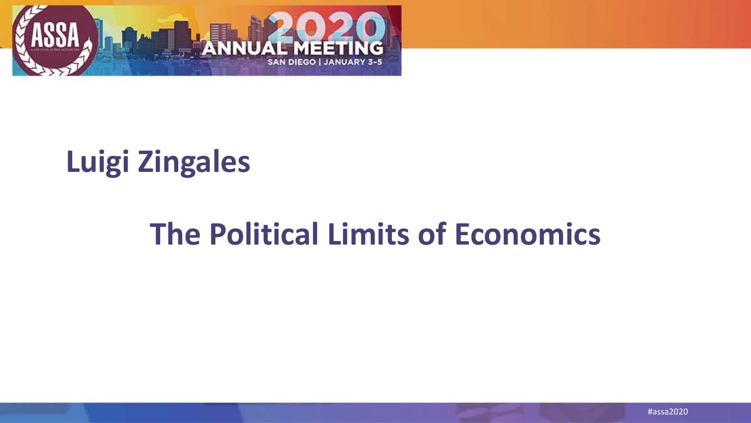# Luigi Zingales

## The Political Limits of Economics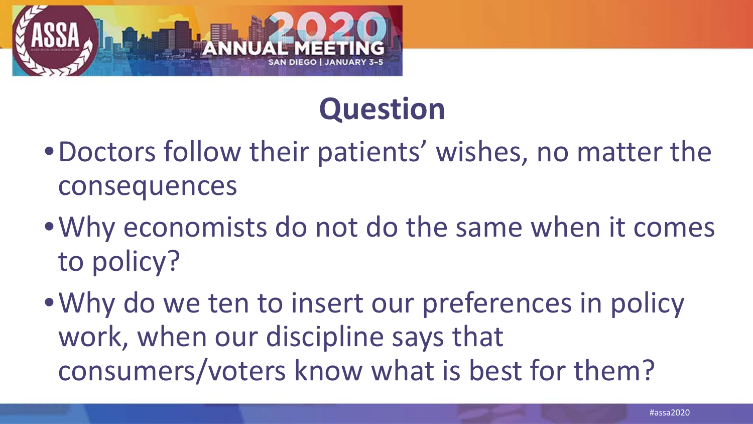# Question

- Doctors follow their patients' wishes, no matter the consequences
- Why economists do not do the same when it comes to policy?
- Why do we ten to insert our preferences in policy work, when our discipline says that consumers/voters know what is best for them?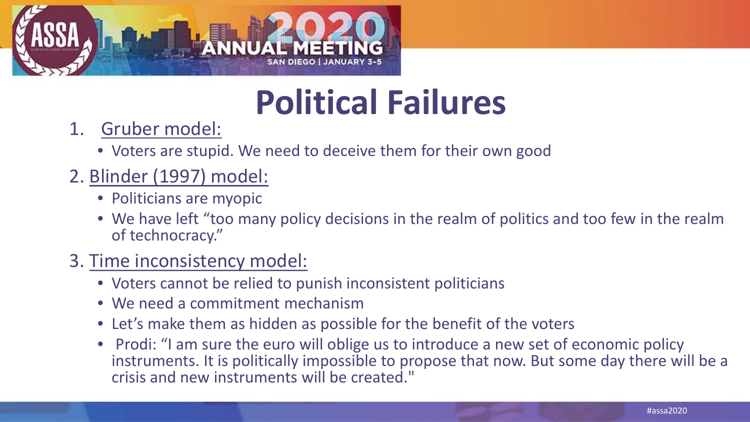# Political Failures

1. Gruber model:
    - Voters are stupid. We need to deceive them for their own good

2. Blinder (1997) model:
    - Politicians are myopic
    - We have left "too many policy decisions in the realm of politics and too few in the realm of technocracy."

3. Time inconsistency model:
    - Voters cannot be relied to punish inconsistent politicians
    - We need a commitment mechanism
    - Let's make them as hidden as possible for the benefit of the voters
    - Prodi: "I am sure the euro will oblige us to introduce a new set of economic policy instruments. It is politically impossible to propose that now. But some day there will be a crisis and new instruments will be created."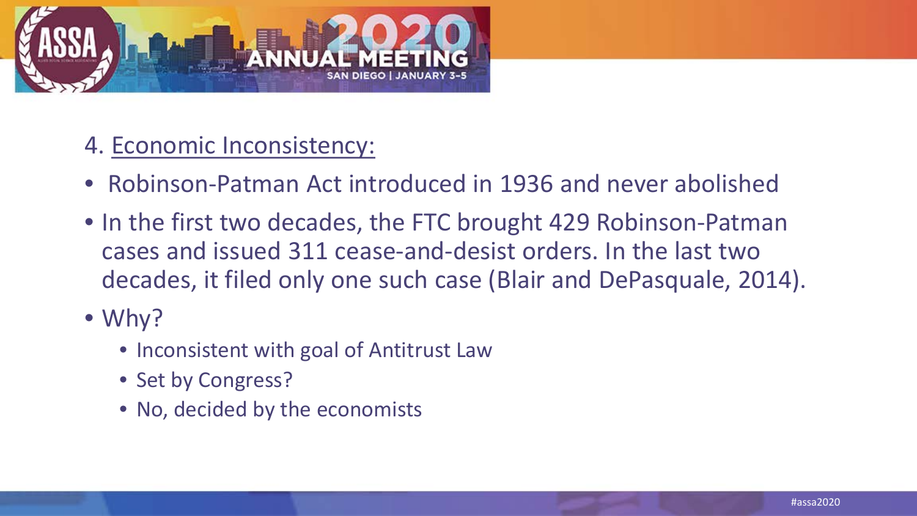## 4. Economic Inconsistency:

- Robinson-Patman Act introduced in 1936 and never abolished
- In the first two decades, the FTC brought 429 Robinson-Patman cases and issued 311 cease-and-desist orders. In the last two decades, it filed only one such case (Blair and DePasquale, 2014).
- Why?
  - Inconsistent with goal of Antitrust Law
  - Set by Congress?
  - No, decided by the economists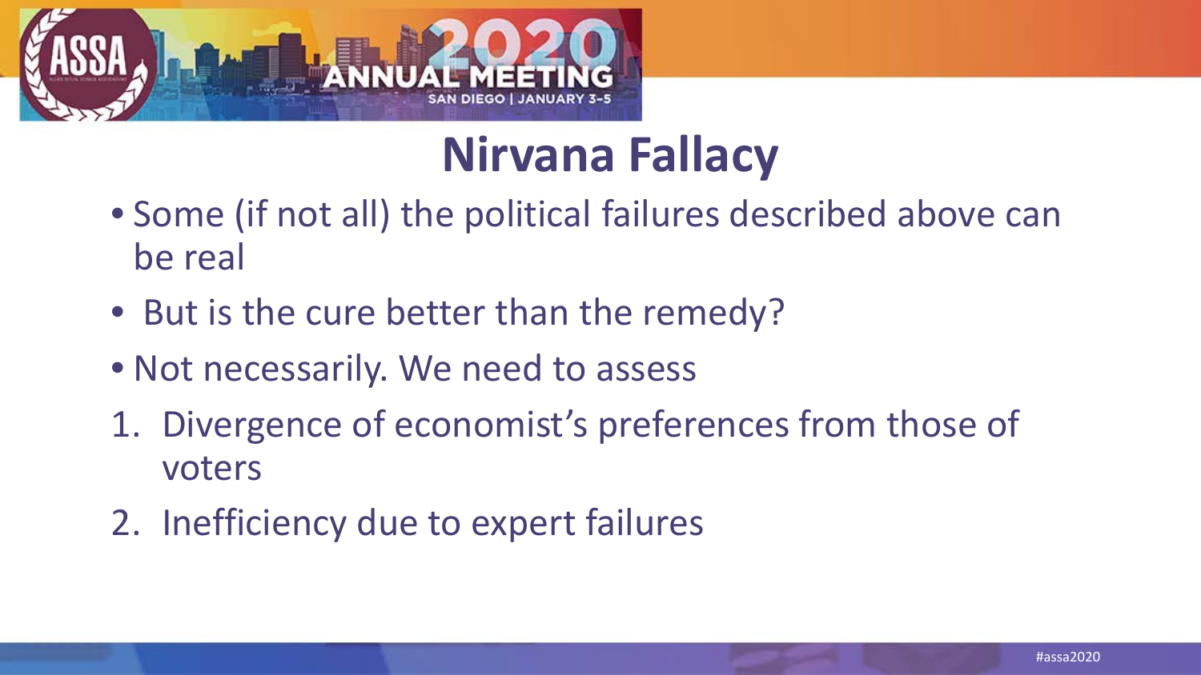# Nirvana Fallacy

- Some (if not all) the political failures described above can be real
- But is the cure better than the remedy?
- Not necessarily. We need to assess

1. Divergence of economist's preferences from those of voters
2. Inefficiency due to expert failures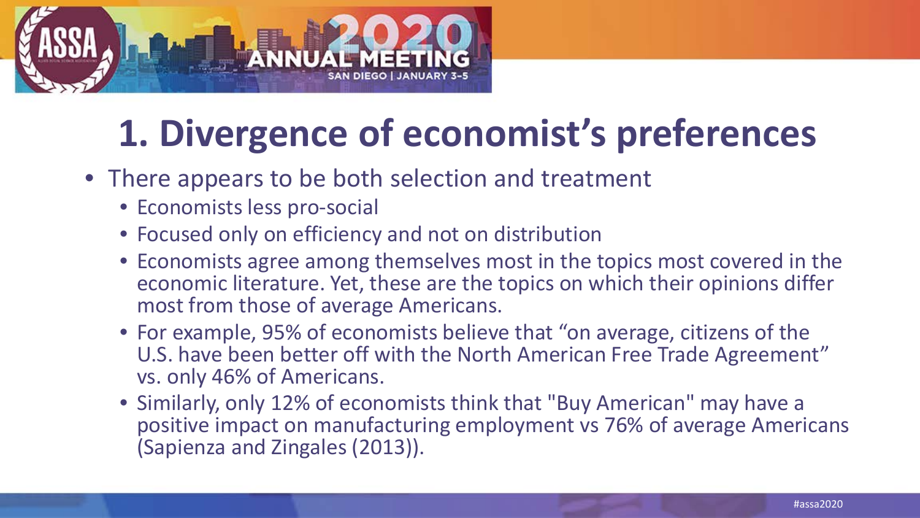# 1. Divergence of economist's preferences

- There appears to be both selection and treatment
  - Economists less pro-social
  - Focused only on efficiency and not on distribution
  - Economists agree among themselves most in the topics most covered in the economic literature. Yet, these are the topics on which their opinions differ most from those of average Americans.
  - For example, 95% of economists believe that "on average, citizens of the U.S. have been better off with the North American Free Trade Agreement" vs. only 46% of Americans.
  - Similarly, only 12% of economists think that "Buy American" may have a positive impact on manufacturing employment vs 76% of average Americans (Sapienza and Zingales (2013)).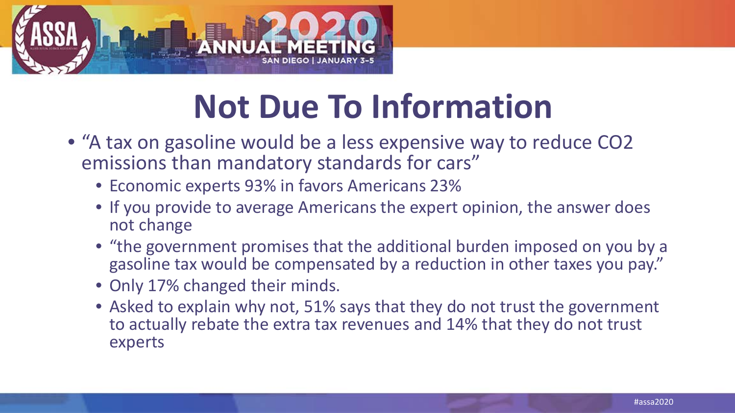# Not Due To Information

- "A tax on gasoline would be a less expensive way to reduce $CO_2$ emissions than mandatory standards for cars"
  - Economic experts 93% in favors Americans 23%
  - If you provide to average Americans the expert opinion, the answer does not change
  - "the government promises that the additional burden imposed on you by a gasoline tax would be compensated by a reduction in other taxes you pay."
  - Only 17% changed their minds.
  - Asked to explain why not, 51% says that they do not trust the government to actually rebate the extra tax revenues and 14% that they do not trust experts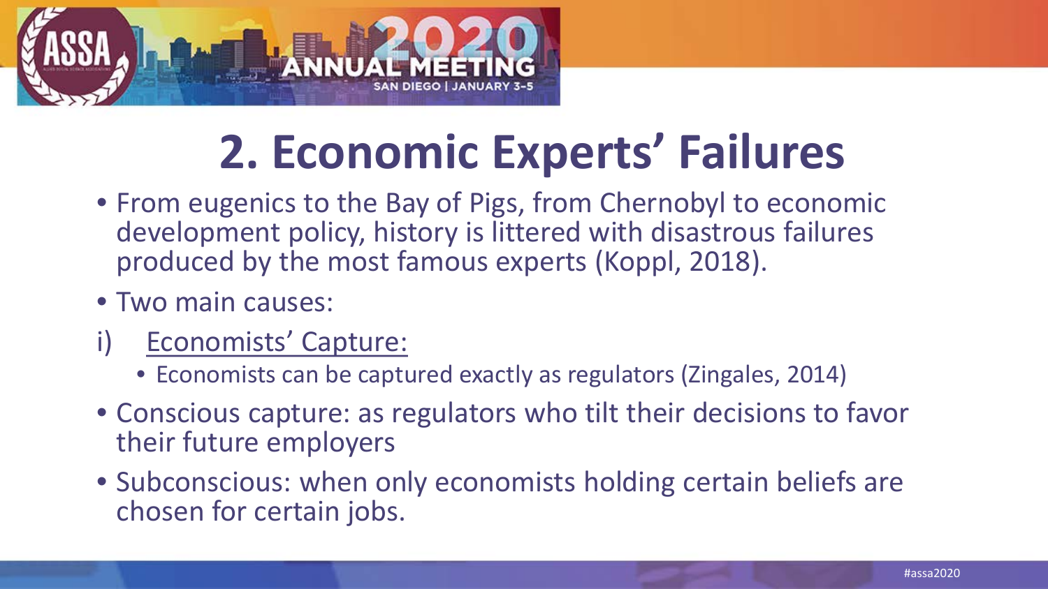# 2. Economic Experts' Failures

- From eugenics to the Bay of Pigs, from Chernobyl to economic development policy, history is littered with disastrous failures produced by the most famous experts (Koppl, 2018).
- Two main causes:

i) Economists' Capture:
  - Economists can be captured exactly as regulators (Zingales, 2014)

- Conscious capture: as regulators who tilt their decisions to favor their future employers
- Subconscious: when only economists holding certain beliefs are chosen for certain jobs.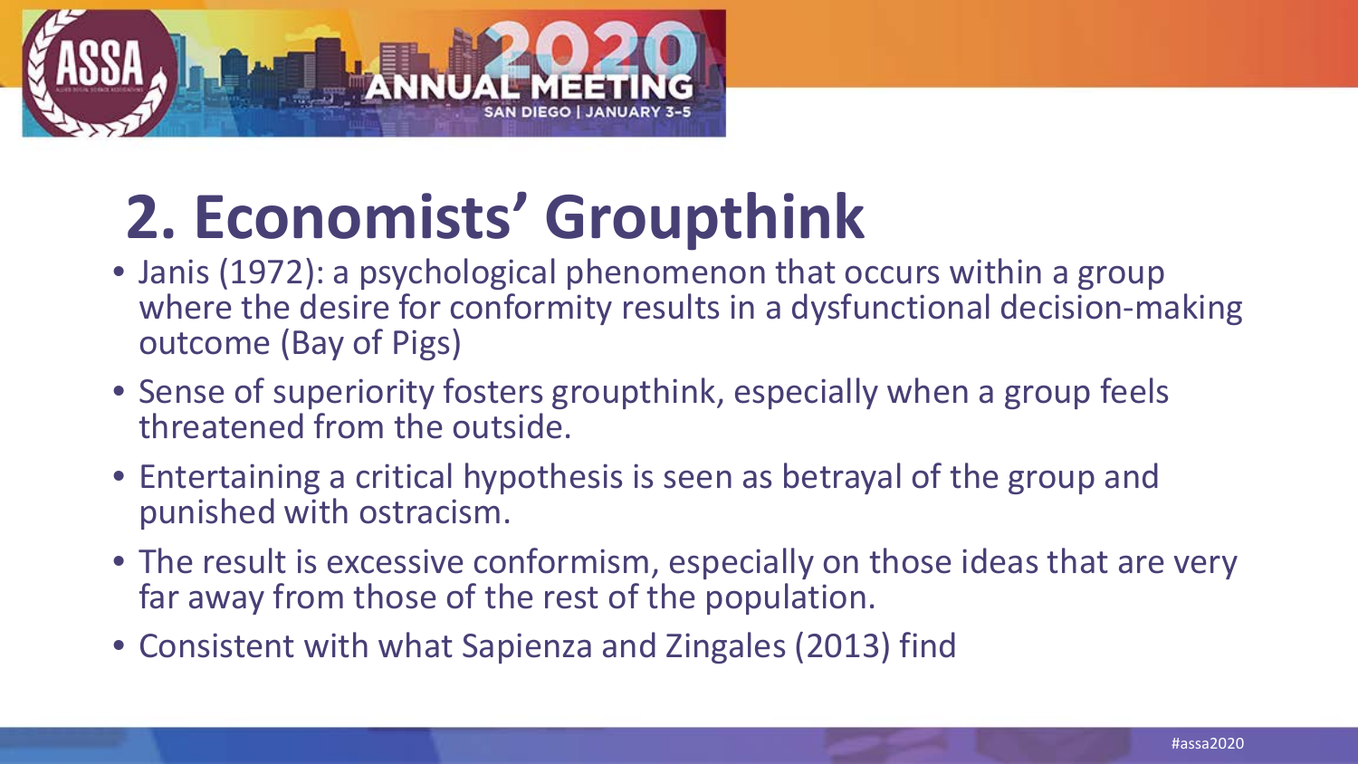# 2. Economists' Groupthink

- Janis (1972): a psychological phenomenon that occurs within a group where the desire for conformity results in a dysfunctional decision-making outcome (Bay of Pigs)
- Sense of superiority fosters groupthink, especially when a group feels threatened from the outside.
- Entertaining a critical hypothesis is seen as betrayal of the group and punished with ostracism.
- The result is excessive conformism, especially on those ideas that are very far away from those of the rest of the population.
- Consistent with what Sapienza and Zingales (2013) find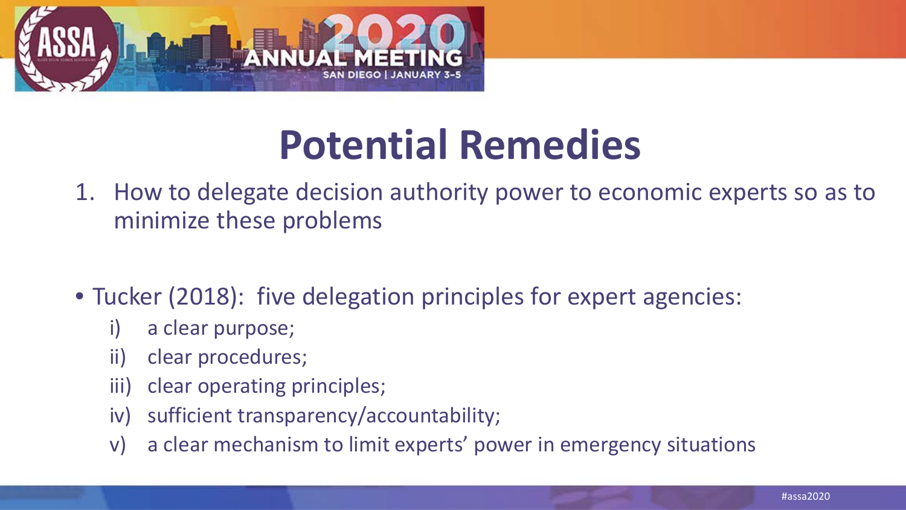# Potential Remedies

1. How to delegate decision authority power to economic experts so as to minimize these problems

- Tucker (2018): five delegation principles for expert agencies:
  - i) a clear purpose;
  - ii) clear procedures;
  - iii) clear operating principles;
  - iv) sufficient transparency/accountability;
  - v) a clear mechanism to limit experts' power in emergency situations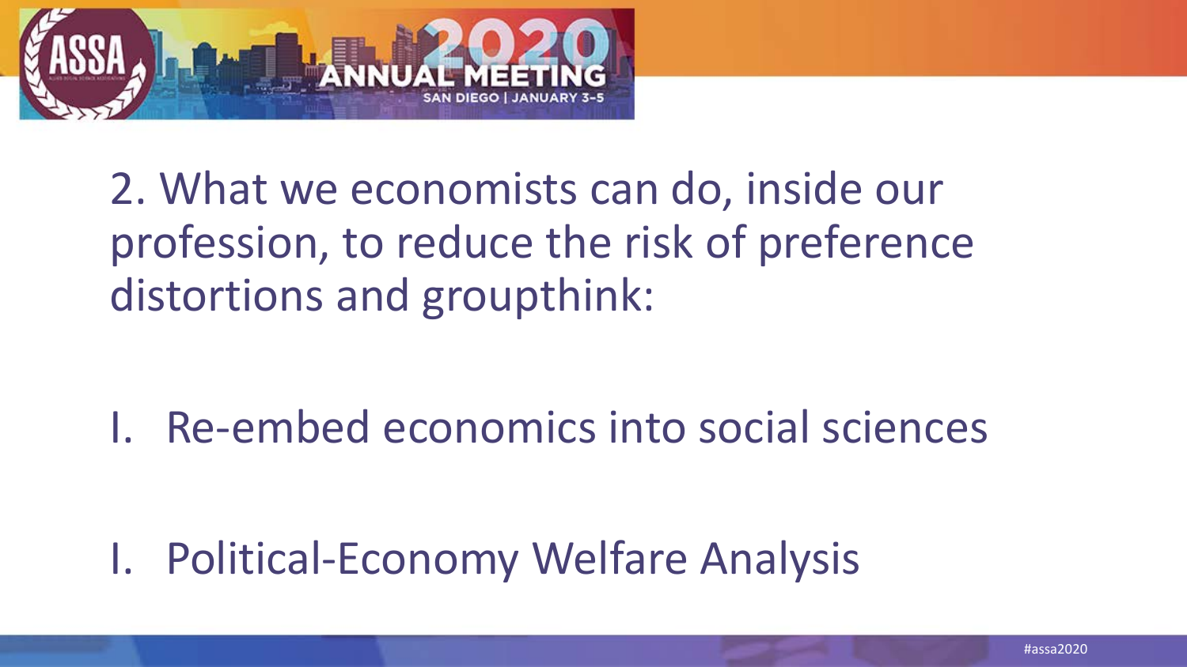2. What we economists can do, inside our profession, to reduce the risk of preference distortions and groupthink:

I. Re-embed economics into social sciences

I. Political-Economy Welfare Analysis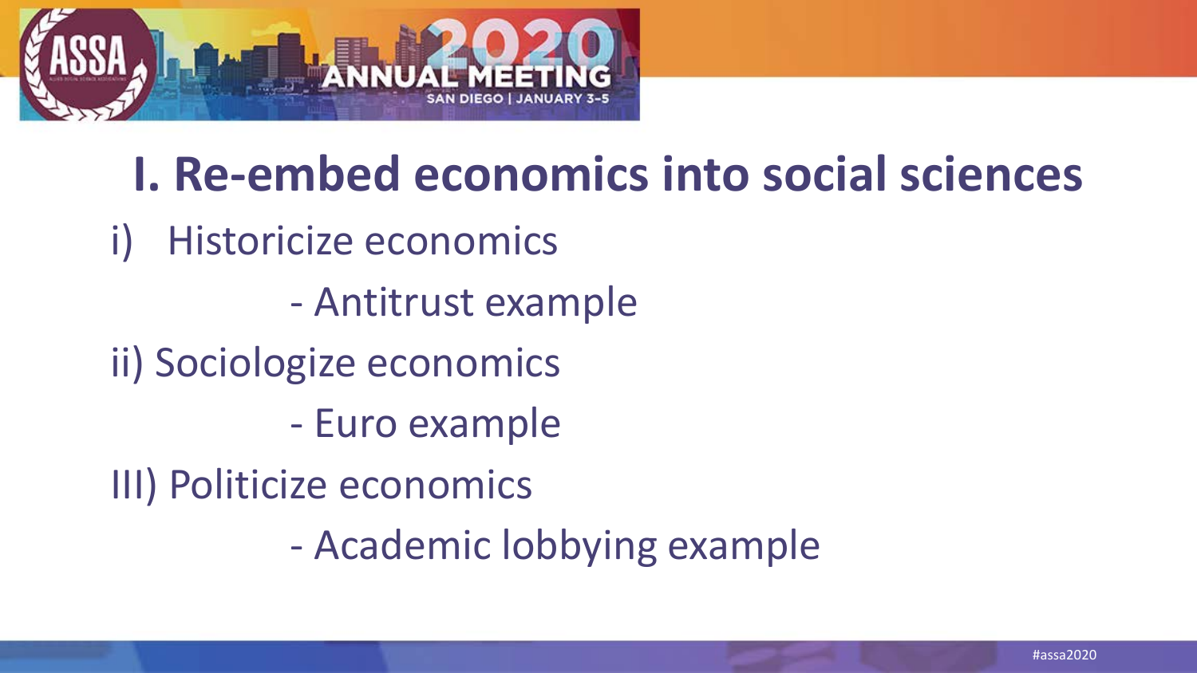# I. Re-embed economics into social sciences

i) Historicize economics

- Antitrust example

ii) Sociologize economics

- Euro example

III) Politicize economics

- Academic lobbying example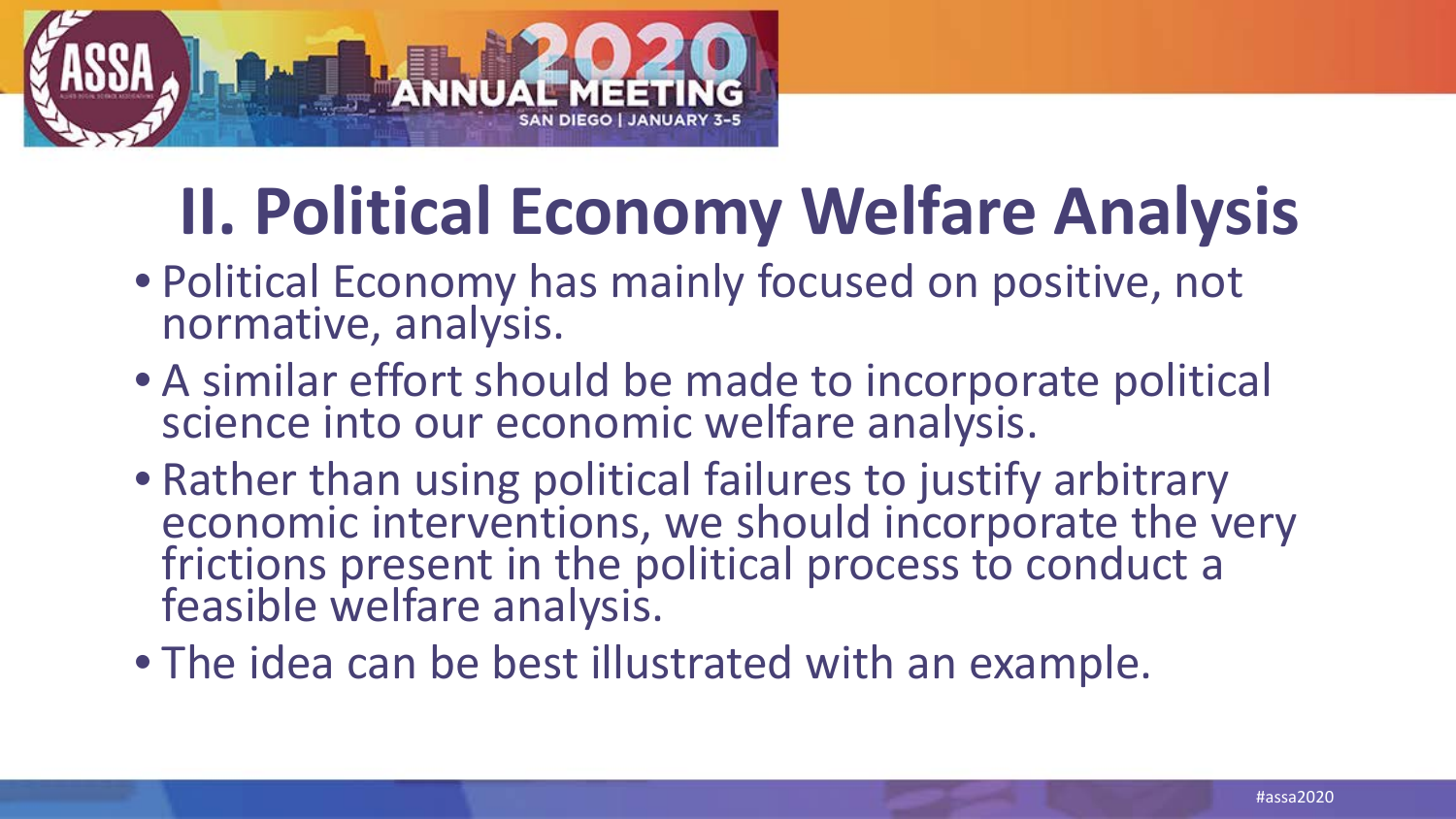# II. Political Economy Welfare Analysis

- Political Economy has mainly focused on positive, not normative, analysis.
- A similar effort should be made to incorporate political science into our economic welfare analysis.
- Rather than using political failures to justify arbitrary economic interventions, we should incorporate the very frictions present in the political process to conduct a feasible welfare analysis.
- The idea can be best illustrated with an example.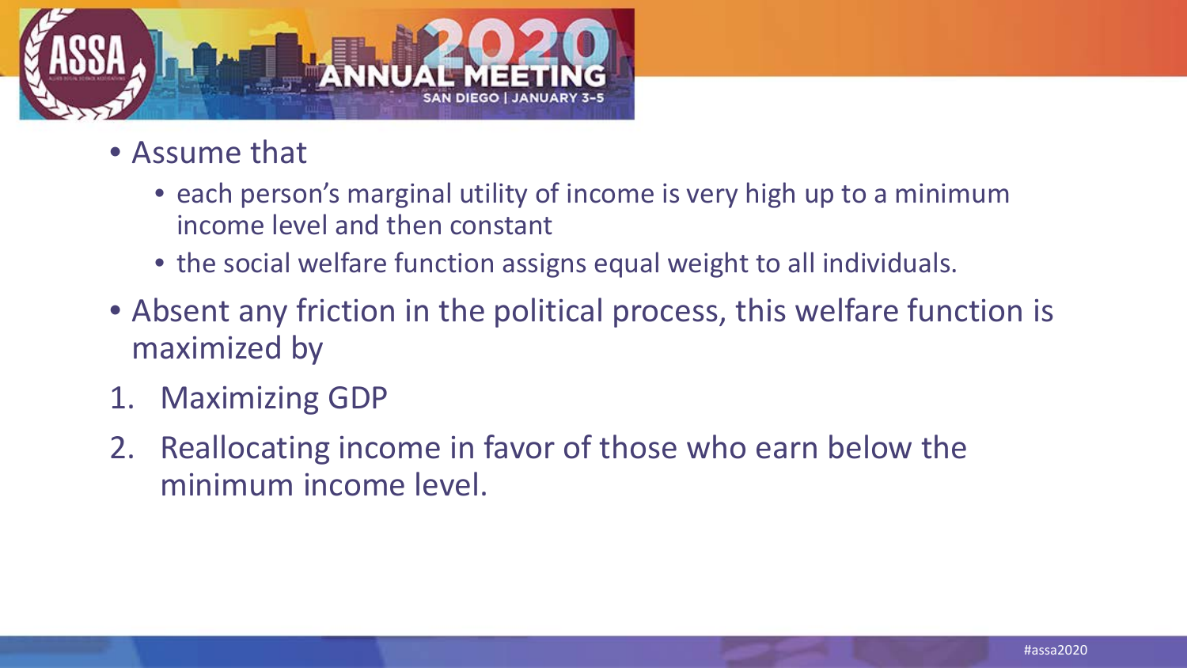- Assume that
  - each person's marginal utility of income is very high up to a minimum income level and then constant
  - the social welfare function assigns equal weight to all individuals.
- Absent any friction in the political process, this welfare function is maximized by

1. Maximizing GDP
2. Reallocating income in favor of those who earn below the minimum income level.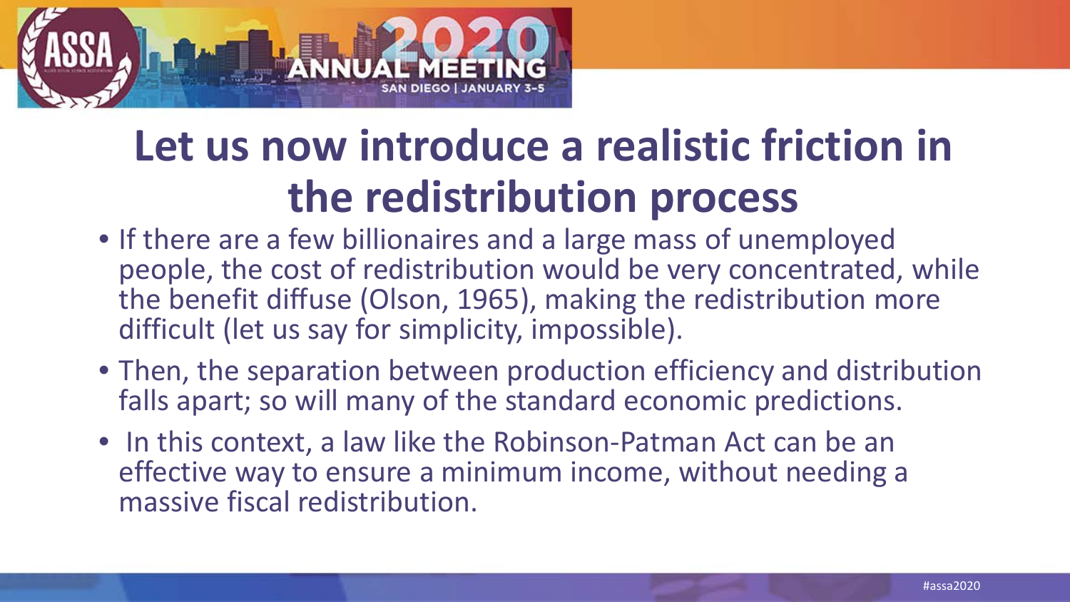# Let us now introduce a realistic friction in the redistribution process

- If there are a few billionaires and a large mass of unemployed people, the cost of redistribution would be very concentrated, while the benefit diffuse (Olson, 1965), making the redistribution more difficult (let us say for simplicity, impossible).
- Then, the separation between production efficiency and distribution falls apart; so will many of the standard economic predictions.
- In this context, a law like the Robinson-Patman Act can be an effective way to ensure a minimum income, without needing a massive fiscal redistribution.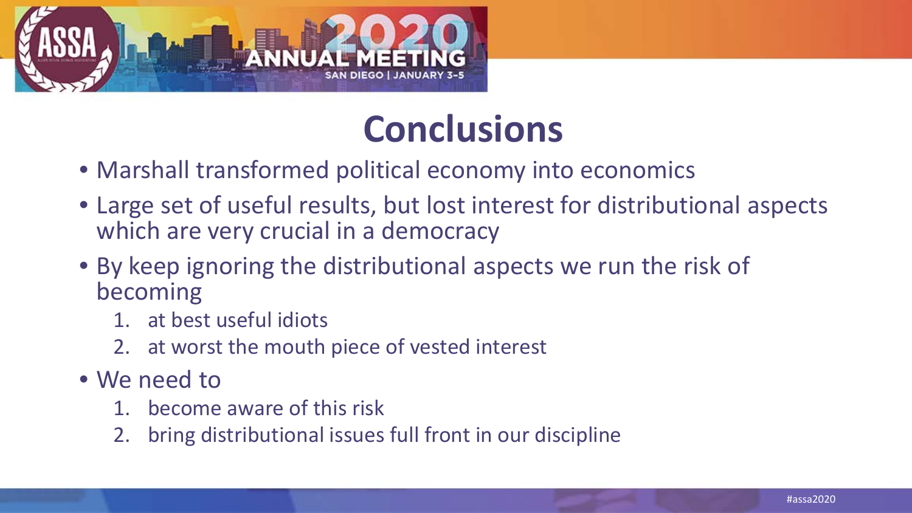# Conclusions

- Marshall transformed political economy into economics
- Large set of useful results, but lost interest for distributional aspects which are very crucial in a democracy
- By keep ignoring the distributional aspects we run the risk of becoming
  1. at best useful idiots
  2. at worst the mouth piece of vested interest
- We need to
  1. become aware of this risk
  2. bring distributional issues full front in our discipline